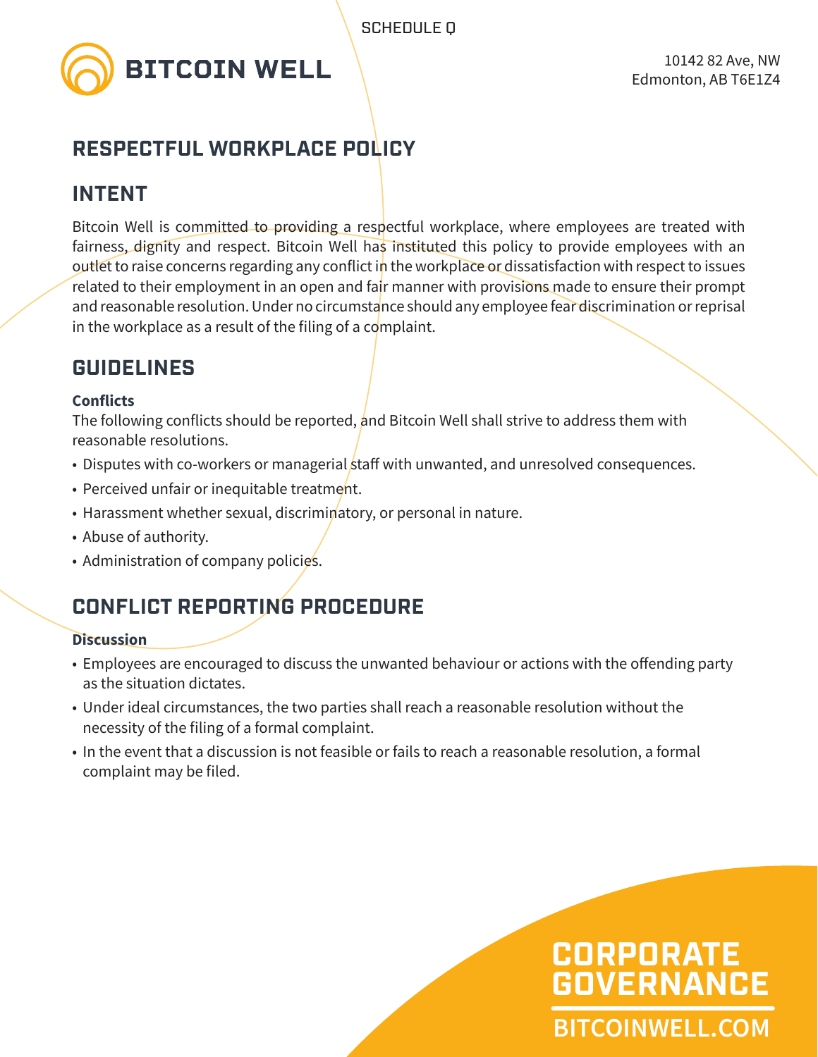SCHEDULE Q

BITCOIN WELL

10142 82 Ave, NW
Edmonton, AB T6E1Z4

# RESPECTFUL WORKPLACE POLICY

## INTENT

Bitcoin Well is committed to providing a respectful workplace, where employees are treated with fairness, dignity and respect. Bitcoin Well has instituted this policy to provide employees with an outlet to raise concerns regarding any conflict in the workplace or dissatisfaction with respect to issues related to their employment in an open and fair manner with provisions made to ensure their prompt and reasonable resolution. Under no circumstance should any employee fear discrimination or reprisal in the workplace as a result of the filing of a complaint.

## GUIDELINES

**Conflicts**

The following conflicts should be reported, and Bitcoin Well shall strive to address them with reasonable resolutions.

- Disputes with co-workers or managerial staff with unwanted, and unresolved consequences.
- Perceived unfair or inequitable treatment.
- Harassment whether sexual, discriminatory, or personal in nature.
- Abuse of authority.
- Administration of company policies.

## CONFLICT REPORTING PROCEDURE

**Discussion**

- Employees are encouraged to discuss the unwanted behaviour or actions with the offending party as the situation dictates.
- Under ideal circumstances, the two parties shall reach a reasonable resolution without the necessity of the filing of a formal complaint.
- In the event that a discussion is not feasible or fails to reach a reasonable resolution, a formal complaint may be filed.

CORPORATE GOVERNANCE

BITCOINWELL.COM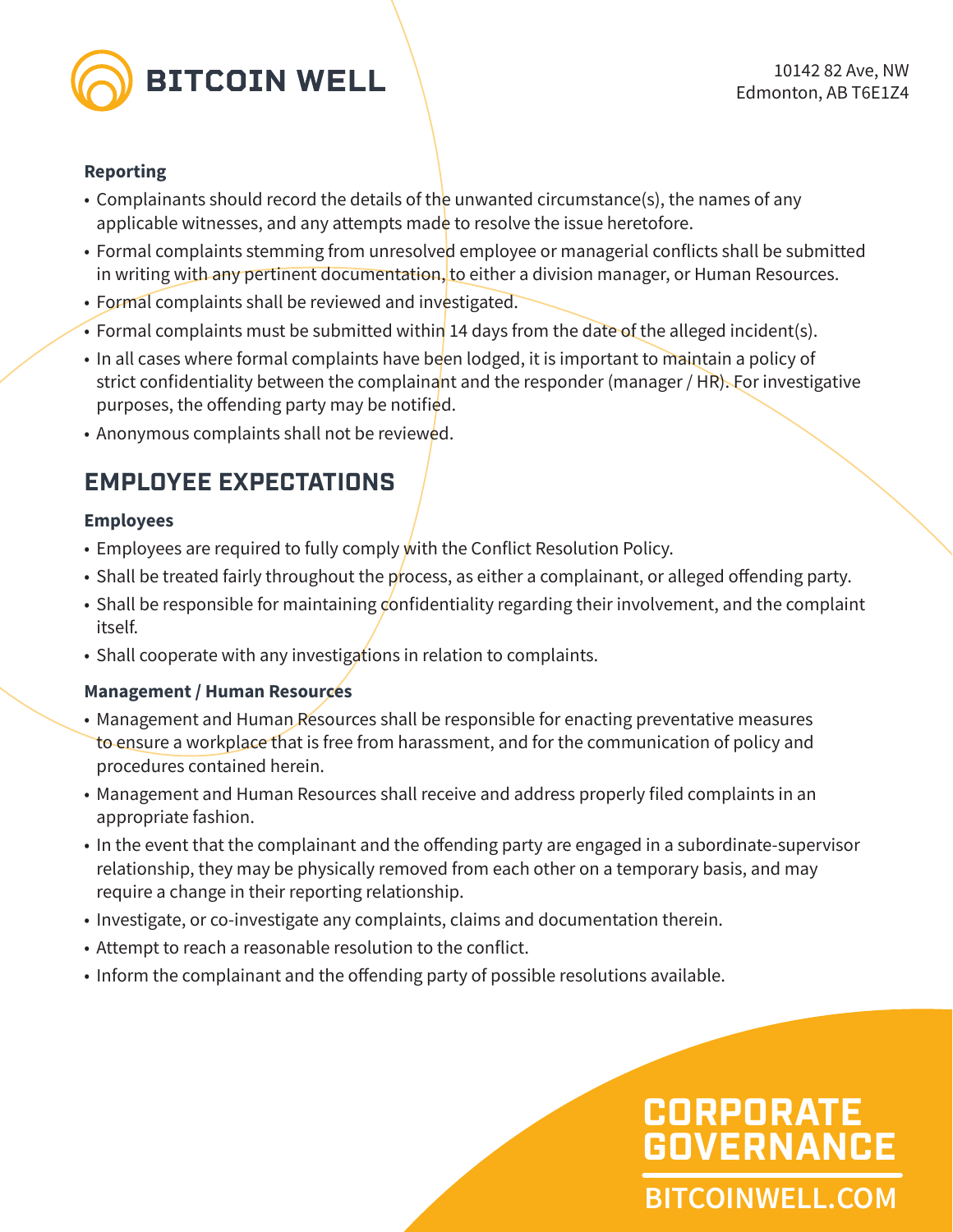**Reporting**

- Complainants should record the details of the unwanted circumstance(s), the names of any applicable witnesses, and any attempts made to resolve the issue heretofore.
- Formal complaints stemming from unresolved employee or managerial conflicts shall be submitted in writing with any pertinent documentation, to either a division manager, or Human Resources.
- Formal complaints shall be reviewed and investigated.
- Formal complaints must be submitted within 14 days from the date of the alleged incident(s).
- In all cases where formal complaints have been lodged, it is important to maintain a policy of strict confidentiality between the complainant and the responder (manager / HR). For investigative purposes, the offending party may be notified.
- Anonymous complaints shall not be reviewed.

## EMPLOYEE EXPECTATIONS

**Employees**

- Employees are required to fully comply with the Conflict Resolution Policy.
- Shall be treated fairly throughout the process, as either a complainant, or alleged offending party.
- Shall be responsible for maintaining confidentiality regarding their involvement, and the complaint itself.
- Shall cooperate with any investigations in relation to complaints.

**Management / Human Resources**

- Management and Human Resources shall be responsible for enacting preventative measures to ensure a workplace that is free from harassment, and for the communication of policy and procedures contained herein.
- Management and Human Resources shall receive and address properly filed complaints in an appropriate fashion.
- In the event that the complainant and the offending party are engaged in a subordinate-supervisor relationship, they may be physically removed from each other on a temporary basis, and may require a change in their reporting relationship.
- Investigate, or co-investigate any complaints, claims and documentation therein.
- Attempt to reach a reasonable resolution to the conflict.
- Inform the complainant and the offending party of possible resolutions available.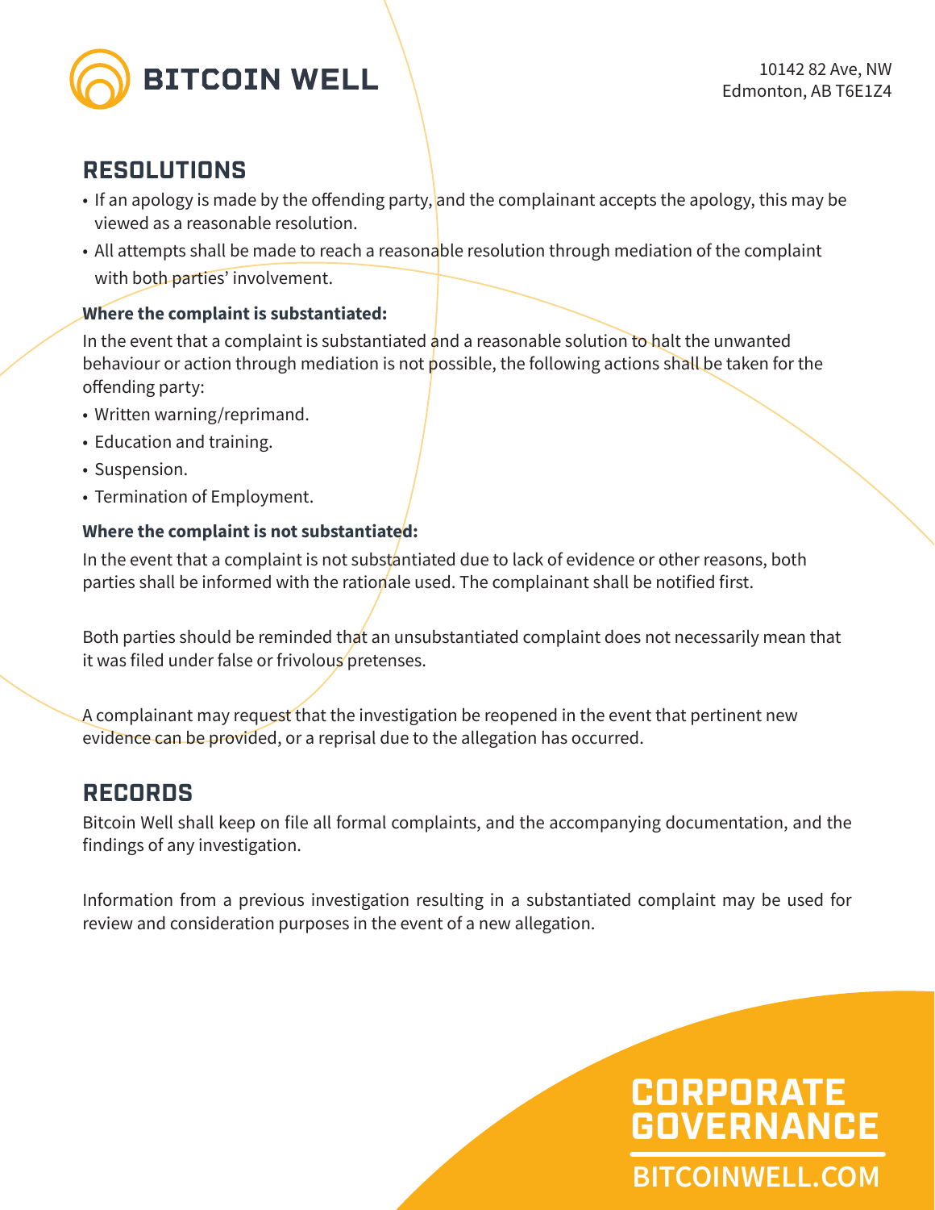## RESOLUTIONS

- If an apology is made by the offending party, and the complainant accepts the apology, this may be viewed as a reasonable resolution.
- All attempts shall be made to reach a reasonable resolution through mediation of the complaint with both parties' involvement.

**Where the complaint is substantiated:**

In the event that a complaint is substantiated and a reasonable solution to halt the unwanted behaviour or action through mediation is not possible, the following actions shall be taken for the offending party:

- Written warning/reprimand.
- Education and training.
- Suspension.
- Termination of Employment.

**Where the complaint is not substantiated:**

In the event that a complaint is not substantiated due to lack of evidence or other reasons, both parties shall be informed with the rationale used. The complainant shall be notified first.

Both parties should be reminded that an unsubstantiated complaint does not necessarily mean that it was filed under false or frivolous pretenses.

A complainant may request that the investigation be reopened in the event that pertinent new evidence can be provided, or a reprisal due to the allegation has occurred.

## RECORDS

Bitcoin Well shall keep on file all formal complaints, and the accompanying documentation, and the findings of any investigation.

Information from a previous investigation resulting in a substantiated complaint may be used for review and consideration purposes in the event of a new allegation.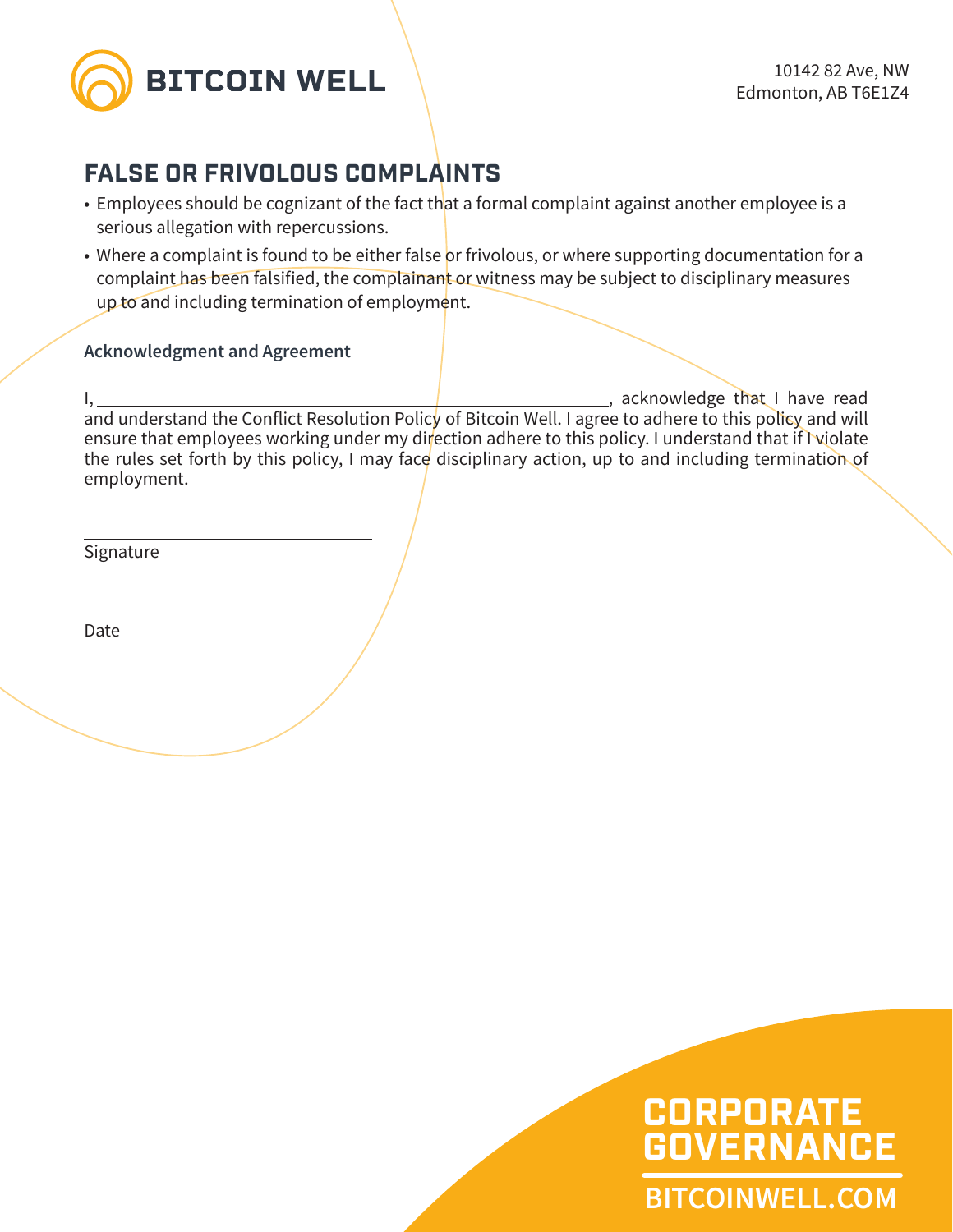## FALSE OR FRIVOLOUS COMPLAINTS

- Employees should be cognizant of the fact that a formal complaint against another employee is a serious allegation with repercussions.
- Where a complaint is found to be either false or frivolous, or where supporting documentation for a complaint has been falsified, the complainant or witness may be subject to disciplinary measures up to and including termination of employment.

**Acknowledgment and Agreement**

I, ______________________________________________, acknowledge that I have read and understand the Conflict Resolution Policy of Bitcoin Well. I agree to adhere to this policy and will ensure that employees working under my direction adhere to this policy. I understand that if I violate the rules set forth by this policy, I may face disciplinary action, up to and including termination of employment.

______________________________
Signature

______________________________
Date